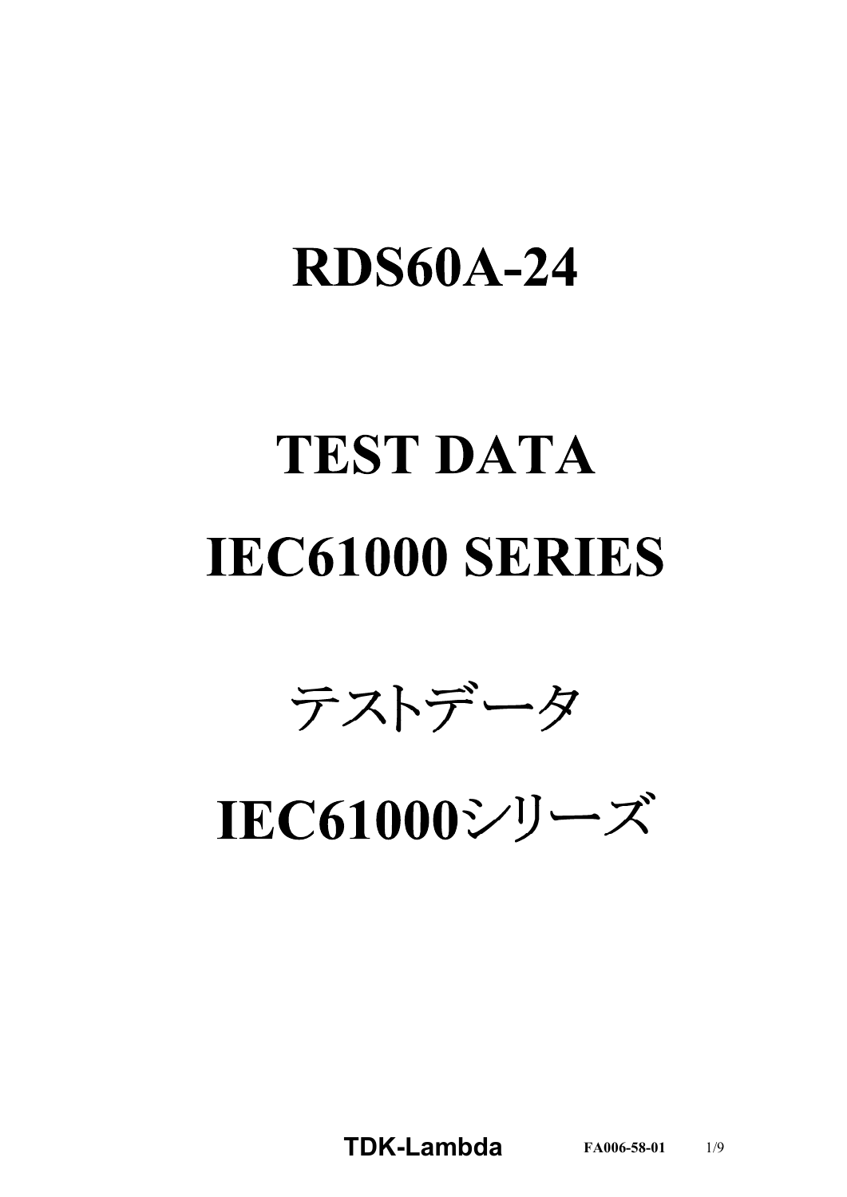# RDS60A-24

# TEST DATA

# IEC61000 SERIES

# テストデータ

# IEC61000シリーズ

**TDK-Lambda** **FA006-58-01**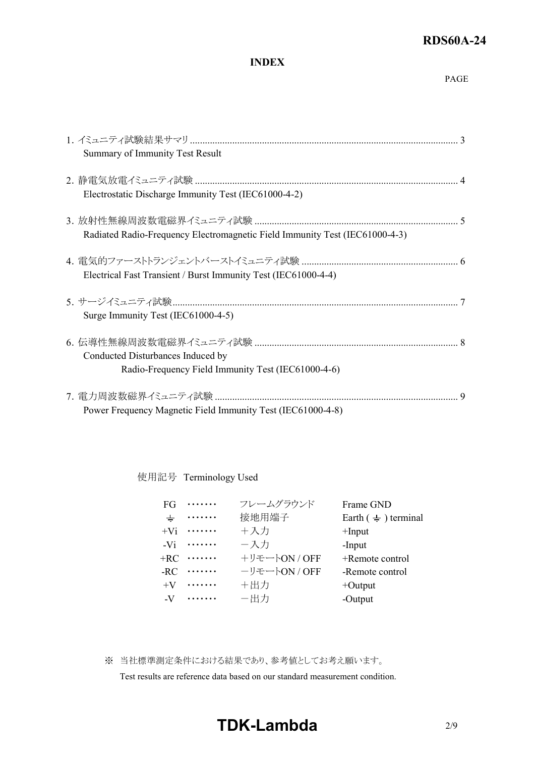## INDEX

PAGE

1. イミュニティ試験結果サマリ ........................................................................................................ 3
   Summary of Immunity Test Result

2. 静電気放電イミュニティ試験 ........................................................................................................ 4
   Electrostatic Discharge Immunity Test (IEC61000-4-2)

3. 放射性無線周波数電磁界イミュニティ試験 ................................................................................. 5
   Radiated Radio-Frequency Electromagnetic Field Immunity Test (IEC61000-4-3)

4. 電気的ファーストトランジェントバーストイミュニティ試験 ....................................................... 6
   Electrical Fast Transient / Burst Immunity Test (IEC61000-4-4)

5. サージイミュニティ試験................................................................................................................ 7
   Surge Immunity Test (IEC61000-4-5)

6. 伝導性無線周波数電磁界イミュニティ試験 ................................................................................. 8
   Conducted Disturbances Induced by
   Radio-Frequency Field Immunity Test (IEC61000-4-6)

7. 電力周波数磁界イミュニティ試験 ................................................................................................ 9
   Power Frequency Magnetic Field Immunity Test (IEC61000-4-8)

使用記号 Terminology Used

| | | | |
|---|---|---|---|
| FG | ······· | フレームグラウンド | Frame GND |
| ⏚ | ······· | 接地用端子 | Earth ( ⏚ ) terminal |
| +Vi | ······· | ＋入力 | +Input |
| -Vi | ······· | －入力 | -Input |
| +RC | ······· | ＋リモートON / OFF | +Remote control |
| -RC | ······· | －リモートON / OFF | -Remote control |
| +V | ······· | ＋出力 | +Output |
| -V | ······· | －出力 | -Output |

※ 当社標準測定条件における結果であり、参考値としてお考え願います。
Test results are reference data based on our standard measurement condition.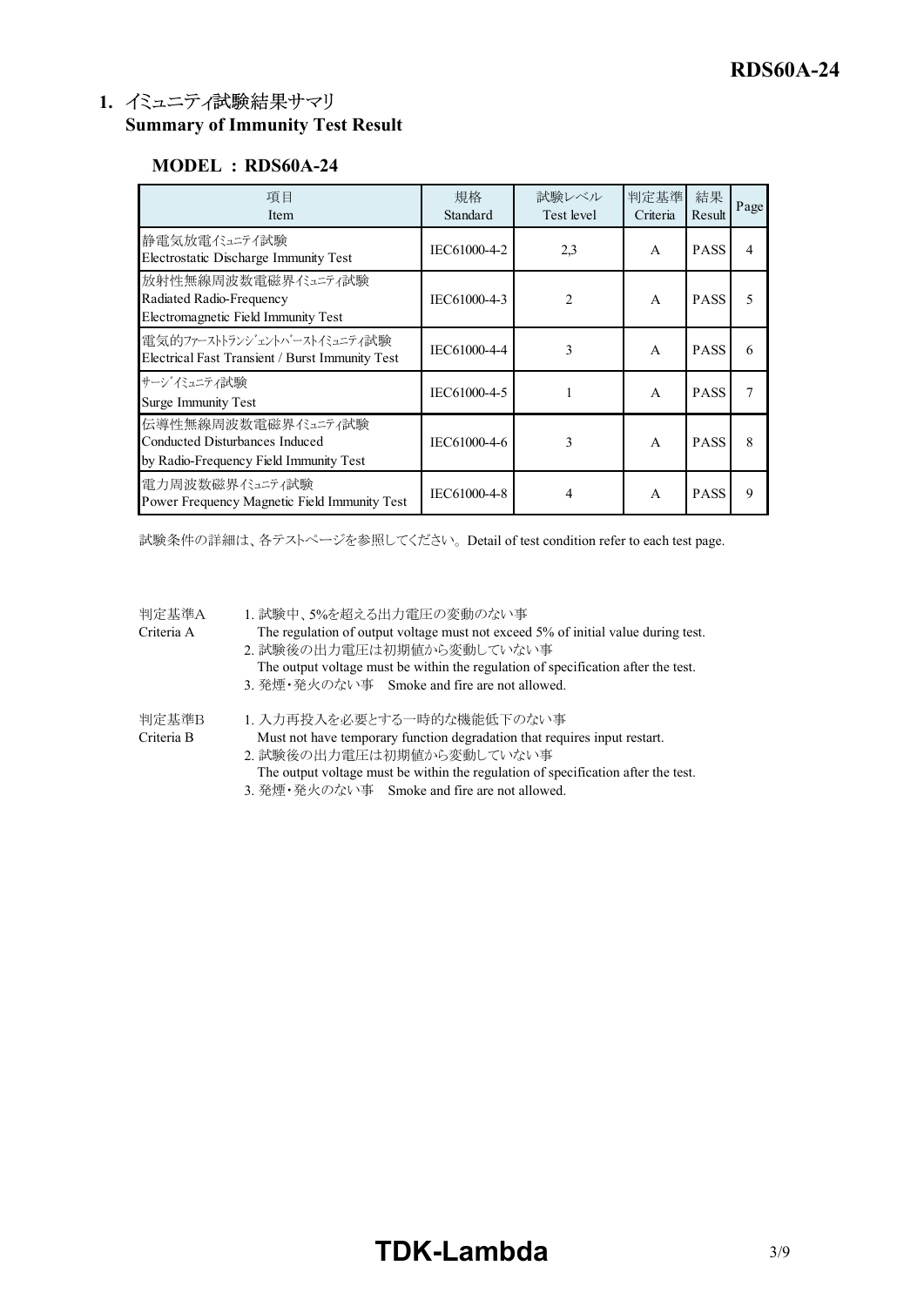## 1. イミュニティ試験結果サマリ Summary of Immunity Test Result

### MODEL ：RDS60A-24

| 項目<br>Item | 規格<br>Standard | 試験レベル<br>Test level | 判定基準<br>Criteria | 結果<br>Result | Page |
|---|---|---|---|---|---|
| 静電気放電イミュニティ試験<br>Electrostatic Discharge Immunity Test | IEC61000-4-2 | 2,3 | A | PASS | 4 |
| 放射性無線周波数電磁界イミュニティ試験<br>Radiated Radio-Frequency<br>Electromagnetic Field Immunity Test | IEC61000-4-3 | 2 | A | PASS | 5 |
| 電気的ファーストトランジェントバーストイミュニティ試験<br>Electrical Fast Transient / Burst Immunity Test | IEC61000-4-4 | 3 | A | PASS | 6 |
| サージイミュニティ試験<br>Surge Immunity Test | IEC61000-4-5 | 1 | A | PASS | 7 |
| 伝導性無線周波数電磁界イミュニティ試験<br>Conducted Disturbances Induced<br>by Radio-Frequency Field Immunity Test | IEC61000-4-6 | 3 | A | PASS | 8 |
| 電力周波数磁界イミュニティ試験<br>Power Frequency Magnetic Field Immunity Test | IEC61000-4-8 | 4 | A | PASS | 9 |

試験条件の詳細は、各テストページを参照してください。Detail of test condition refer to each test page.

判定基準A
Criteria A

1. 試験中、5%を超える出力電圧の変動のない事
   The regulation of output voltage must not exceed 5% of initial value during test.
2. 試験後の出力電圧は初期値から変動していない事
   The output voltage must be within the regulation of specification after the test.
3. 発煙・発火のない事　Smoke and fire are not allowed.

判定基準B
Criteria B

1. 入力再投入を必要とする一時的な機能低下のない事
   Must not have temporary function degradation that requires input restart.
2. 試験後の出力電圧は初期値から変動していない事
   The output voltage must be within the regulation of specification after the test.
3. 発煙・発火のない事　Smoke and fire are not allowed.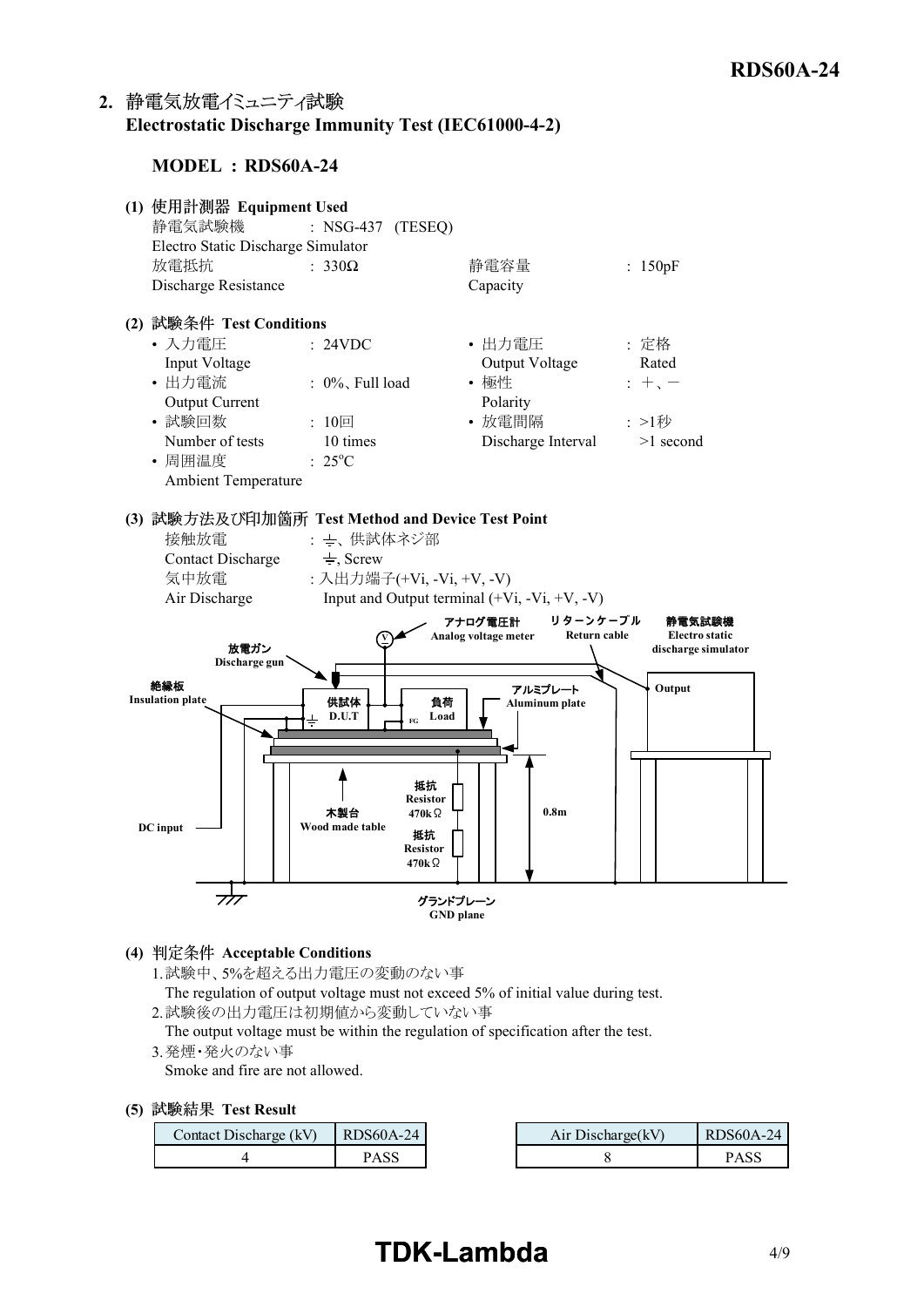## 2. 静電気放電イミュニティ試験
## Electrostatic Discharge Immunity Test (IEC61000-4-2)

### MODEL : RDS60A-24

**(1) 使用計測器 Equipment Used**

静電気試験機 : NSG-437 (TESEQ)
Electro Static Discharge Simulator

放電抵抗 : 330Ω　　静電容量 : 150pF
Discharge Resistance　　Capacity

**(2) 試験条件 Test Conditions**

- 入力電圧 Input Voltage : 24VDC
- 出力電圧 Output Voltage : 定格 Rated
- 出力電流 Output Current : 0%、Full load
- 極性 Polarity : ＋、－
- 試験回数 Number of tests : 10回 10 times
- 放電間隔 Discharge Interval : >1秒 >1 second
- 周囲温度 Ambient Temperature : 25°C

**(3) 試験方法及び印加箇所 Test Method and Device Test Point**

接触放電 : ⏚、供試体ネジ部
Contact Discharge　⏚, Screw

気中放電 : 入出力端子(+Vi, -Vi, +V, -V)
Air Discharge　Input and Output terminal (+Vi, -Vi, +V, -V)

アナログ電圧計 Analog voltage meter　リターンケーブル Return cable　静電気試験機 Electro static discharge simulator　放電ガン Discharge gun　絶縁板 Insulation plate　供試体 D.U.T　負荷 Load　FG　アルミプレート Aluminum plate　Output　抵抗 Resistor 470kΩ　木製台 Wood made table　抵抗 Resistor 470kΩ　0.8m　DC input　グランドプレーン GND plane

**(4) 判定条件 Acceptable Conditions**

1. 試験中、5%を超える出力電圧の変動のない事
   The regulation of output voltage must not exceed 5% of initial value during test.
2. 試験後の出力電圧は初期値から変動していない事
   The output voltage must be within the regulation of specification after the test.
3. 発煙・発火のない事
   Smoke and fire are not allowed.

**(5) 試験結果 Test Result**

| Contact Discharge (kV) | RDS60A-24 |
|---|---|
| 4 | PASS |

| Air Discharge(kV) | RDS60A-24 |
|---|---|
| 8 | PASS |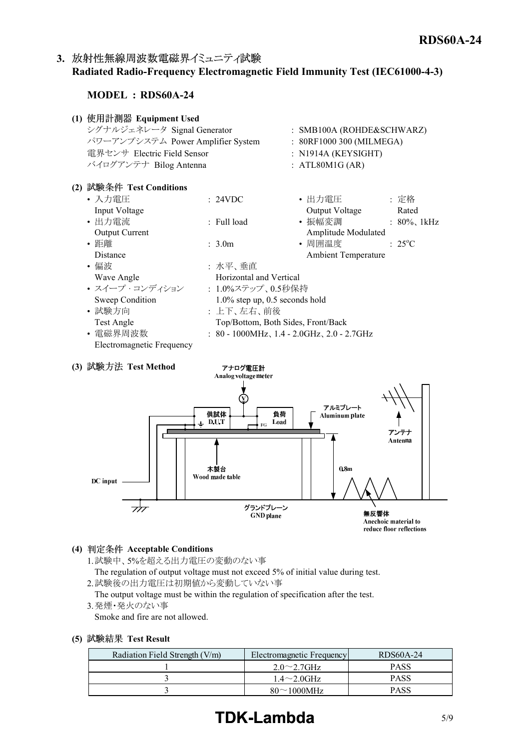## 3. 放射性無線周波数電磁界イミュニティ試験 Radiated Radio-Frequency Electromagnetic Field Immunity Test (IEC61000-4-3)

### MODEL : RDS60A-24

**(1) 使用計測器 Equipment Used**

| | |
|---|---|
| シグナルジェネレータ Signal Generator | : SMB100A (ROHDE&SCHWARZ) |
| パワーアンプシステム Power Amplifier System | : 80RF1000 300 (MILMEGA) |
| 電界センサ Electric Field Sensor | : N1914A (KEYSIGHT) |
| バイログアンテナ Bilog Antenna | : ATL80M1G (AR) |

**(2) 試験条件 Test Conditions**

- 入力電圧 Input Voltage : 24VDC
- 出力電圧 Output Voltage : 定格 Rated
- 出力電流 Output Current : Full load
- 振幅変調 Amplitude Modulated : 80%、1kHz
- 距離 Distance : 3.0m
- 周囲温度 Ambient Temperature : 25°C
- 偏波 Wave Angle : 水平、垂直 Horizontal and Vertical
- スイープ・コンディション Sweep Condition : 1.0%ステップ、0.5秒保持 1.0% step up, 0.5 seconds hold
- 試験方向 Test Angle : 上下、左右、前後 Top/Bottom, Both Sides, Front/Back
- 電磁界周波数 Electromagnetic Frequency : 80 - 1000MHz、1.4 - 2.0GHz、2.0 - 2.7GHz

**(3) 試験方法 Test Method**

アナログ電圧計 Analog voltage meter / 供試体 D.U.T / 負荷 Load / FG / アルミプレート Aluminum plate / アンテナ Antenna / 木製台 Wood made table / 0.8m / DC input / グランドプレーン GND plane / 無反響体 Anechoic material to reduce floor reflections

**(4) 判定条件 Acceptable Conditions**

1. 試験中、5%を超える出力電圧の変動のない事
   The regulation of output voltage must not exceed 5% of initial value during test.
2. 試験後の出力電圧は初期値から変動していない事
   The output voltage must be within the regulation of specification after the test.
3. 発煙・発火のない事
   Smoke and fire are not allowed.

**(5) 試験結果 Test Result**

| Radiation Field Strength (V/m) | Electromagnetic Frequency | RDS60A-24 |
|---|---|---|
| 1 | 2.0～2.7GHz | PASS |
| 3 | 1.4～2.0GHz | PASS |
| 3 | 80～1000MHz | PASS |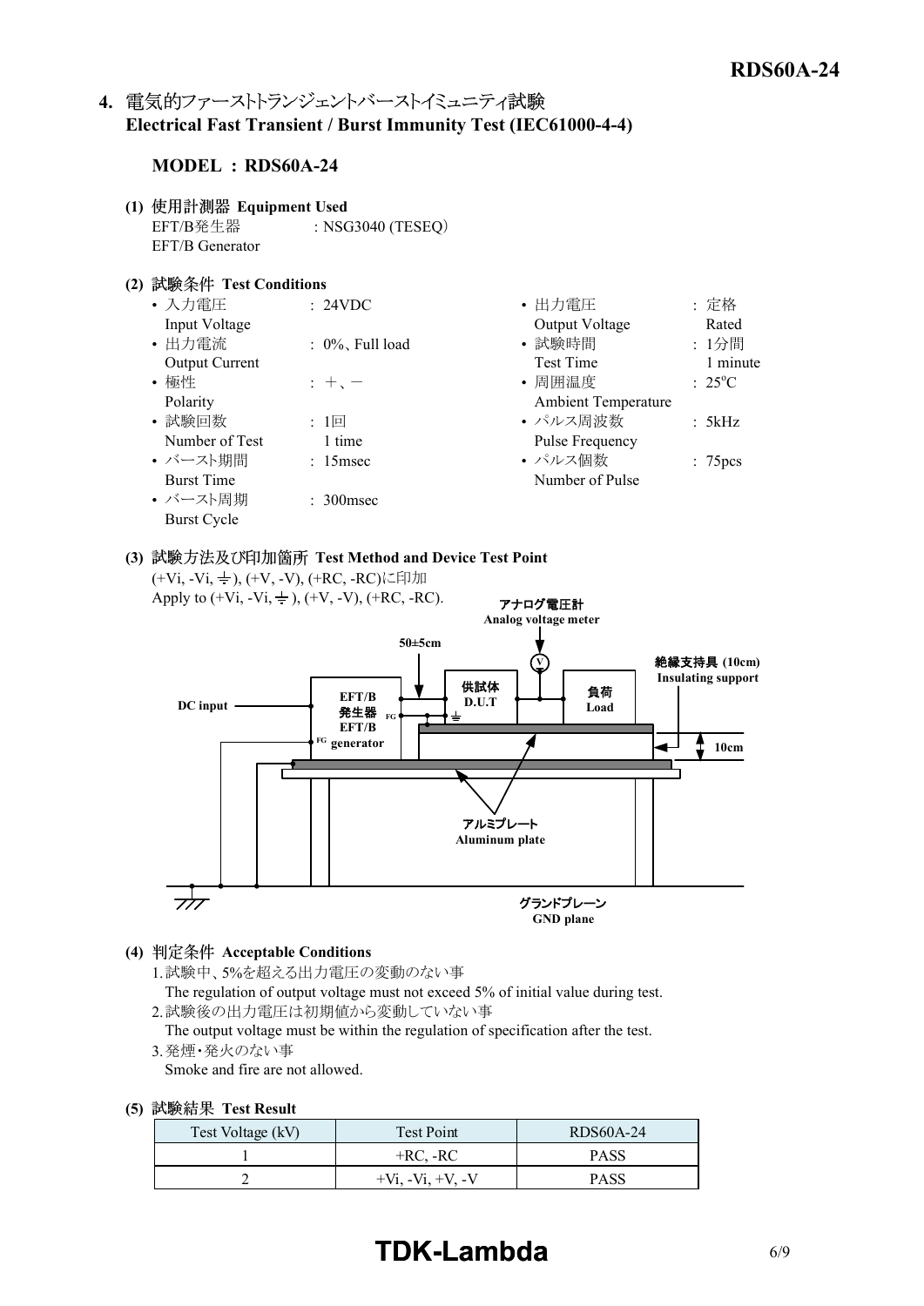## 4. 電気的ファーストトランジェントバーストイミュニティ試験 Electrical Fast Transient / Burst Immunity Test (IEC61000-4-4)

**MODEL : RDS60A-24**

**(1) 使用計測器 Equipment Used**

EFT/B発生器 EFT/B Generator : NSG3040 (TESEQ)

**(2) 試験条件 Test Conditions**

- 入力電圧 Input Voltage : 24VDC
- 出力電流 Output Current : 0%、Full load
- 極性 Polarity : +、−
- 試験回数 Number of Test : 1回 1 time
- バースト期間 Burst Time : 15msec
- バースト周期 Burst Cycle : 300msec
- 出力電圧 Output Voltage : 定格 Rated
- 試験時間 Test Time : 1分間 1 minute
- 周囲温度 Ambient Temperature : 25°C
- パルス周波数 Pulse Frequency : 5kHz
- パルス個数 Number of Pulse : 75pcs

**(3) 試験方法及び印加箇所 Test Method and Device Test Point**

(+Vi, -Vi, ⏚), (+V, -V), (+RC, -RC)に印加

Apply to (+Vi, -Vi, ⏚), (+V, -V), (+RC, -RC).

アナログ電圧計 Analog voltage meter

50±5cm

絶縁支持具 (10cm) Insulating support

DC input

EFT/B発生器 EFT/B generator

供試体 D.U.T

負荷 Load

10cm

アルミプレート Aluminum plate

グランドプレーン GND plane

**(4) 判定条件 Acceptable Conditions**

1. 試験中、5%を超える出力電圧の変動のない事
   The regulation of output voltage must not exceed 5% of initial value during test.
2. 試験後の出力電圧は初期値から変動していない事
   The output voltage must be within the regulation of specification after the test.
3. 発煙・発火のない事
   Smoke and fire are not allowed.

**(5) 試験結果 Test Result**

| Test Voltage (kV) | Test Point | RDS60A-24 |
|---|---|---|
| 1 | +RC, -RC | PASS |
| 2 | +Vi, -Vi, +V, -V | PASS |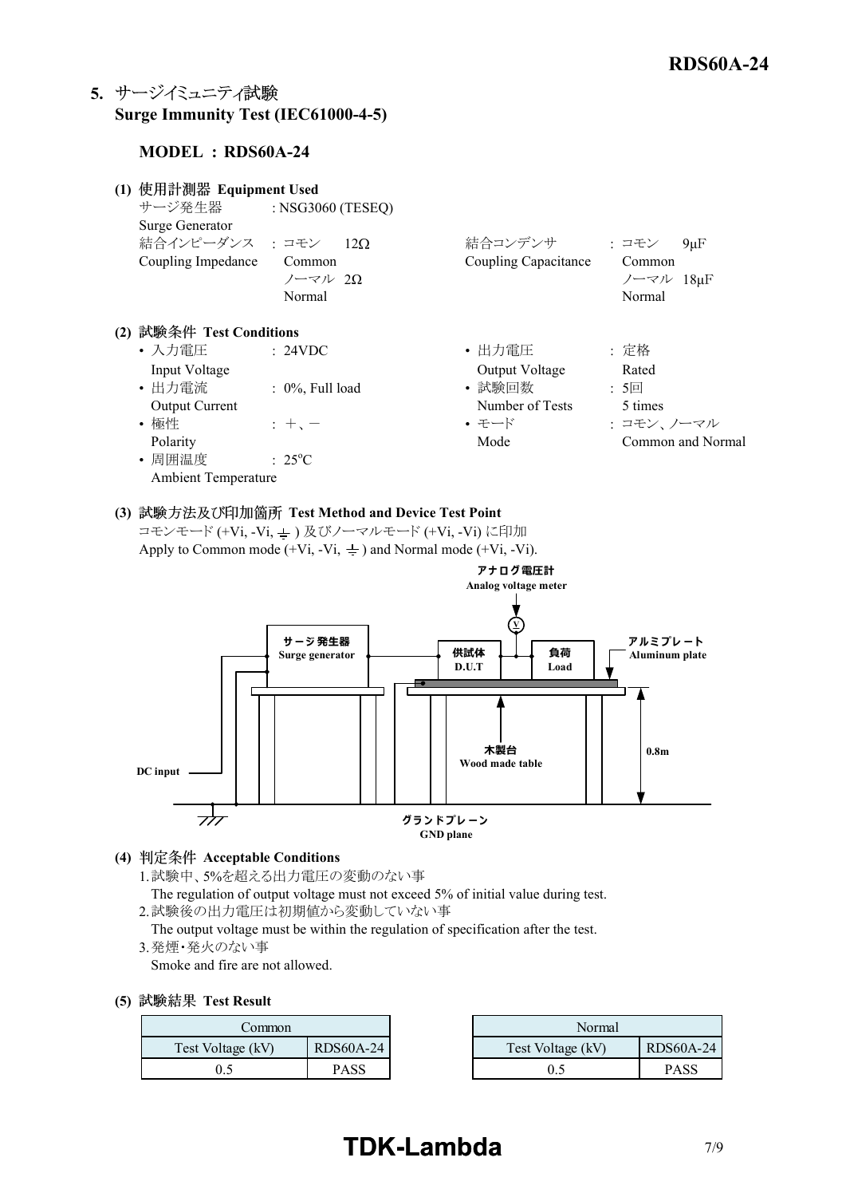## 5. サージイミュニティ試験 Surge Immunity Test (IEC61000-4-5)

**MODEL : RDS60A-24**

**(1) 使用計測器 Equipment Used**

サージ発生器 Surge Generator : NSG3060 (TESEQ)

結合インピーダンス Coupling Impedance : コモン Common 12Ω, ノーマル Normal 2Ω

結合コンデンサ Coupling Capacitance : コモン Common 9μF, ノーマル Normal 18μF

**(2) 試験条件 Test Conditions**

- 入力電圧 Input Voltage : 24VDC
- 出力電流 Output Current : 0%, Full load
- 極性 Polarity : ＋、－
- 周囲温度 Ambient Temperature : 25°C
- 出力電圧 Output Voltage : 定格 Rated
- 試験回数 Number of Tests : 5回 5 times
- モード Mode : コモン、ノーマル Common and Normal

**(3) 試験方法及び印加箇所 Test Method and Device Test Point**

コモンモード (+Vi, -Vi, ⏚ ) 及びノーマルモード (+Vi, -Vi) に印加
Apply to Common mode (+Vi, -Vi, ⏚ ) and Normal mode (+Vi, -Vi).

アナログ電圧計 Analog voltage meter
サージ発生器 Surge generator
供試体 D.U.T
負荷 Load
アルミプレート Aluminum plate
木製台 Wood made table
0.8m
DC input
グランドプレーン GND plane

**(4) 判定条件 Acceptable Conditions**

1. 試験中、5%を超える出力電圧の変動のない事
   The regulation of output voltage must not exceed 5% of initial value during test.
2. 試験後の出力電圧は初期値から変動していない事
   The output voltage must be within the regulation of specification after the test.
3. 発煙・発火のない事
   Smoke and fire are not allowed.

**(5) 試験結果 Test Result**

| Common | |
|---|---|
| Test Voltage (kV) | RDS60A-24 |
| 0.5 | PASS |

| Normal | |
|---|---|
| Test Voltage (kV) | RDS60A-24 |
| 0.5 | PASS |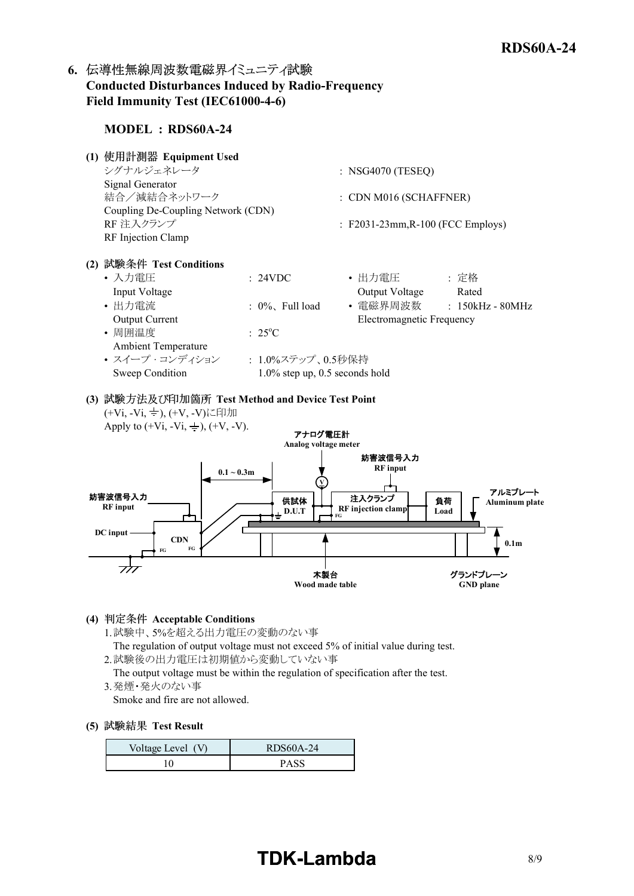## 6. 伝導性無線周波数電磁界イミュニティ試験 Conducted Disturbances Induced by Radio-Frequency Field Immunity Test (IEC61000-4-6)

**MODEL : RDS60A-24**

**(1) 使用計測器 Equipment Used**

| | |
|---|---|
| シグナルジェネレータ Signal Generator | : NSG4070 (TESEQ) |
| 結合／減結合ネットワーク Coupling De-Coupling Network (CDN) | : CDN M016 (SCHAFFNER) |
| RF 注入クランプ RF Injection Clamp | : F2031-23mm,R-100 (FCC Employs) |

**(2) 試験条件 Test Conditions**

- 入力電圧 Input Voltage : 24VDC
- 出力電圧 Output Voltage : 定格 Rated
- 出力電流 Output Current : 0%、Full load
- 電磁界周波数 Electromagnetic Frequency : 150kHz - 80MHz
- 周囲温度 Ambient Temperature : 25°C
- スイープ・コンディション Sweep Condition : 1.0%ステップ、0.5秒保持 1.0% step up, 0.5 seconds hold

**(3) 試験方法及び印加箇所 Test Method and Device Test Point**

(+Vi, -Vi, ⏚), (+V, -V)に印加
Apply to (+Vi, -Vi, ⏚), (+V, -V).

アナログ電圧計 Analog voltage meter
妨害波信号入力 RF input
0.1 ~ 0.3m
供試体 D.U.T
注入クランプ RF injection clamp
負荷 Load
アルミプレート Aluminum plate
DC input
CDN
FG
0.1m
木製台 Wood made table
グランドプレーン GND plane

**(4) 判定条件 Acceptable Conditions**

1. 試験中、5%を超える出力電圧の変動のない事
   The regulation of output voltage must not exceed 5% of initial value during test.
2. 試験後の出力電圧は初期値から変動していない事
   The output voltage must be within the regulation of specification after the test.
3. 発煙・発火のない事
   Smoke and fire are not allowed.

**(5) 試験結果 Test Result**

| Voltage Level (V) | RDS60A-24 |
|---|---|
| 10 | PASS |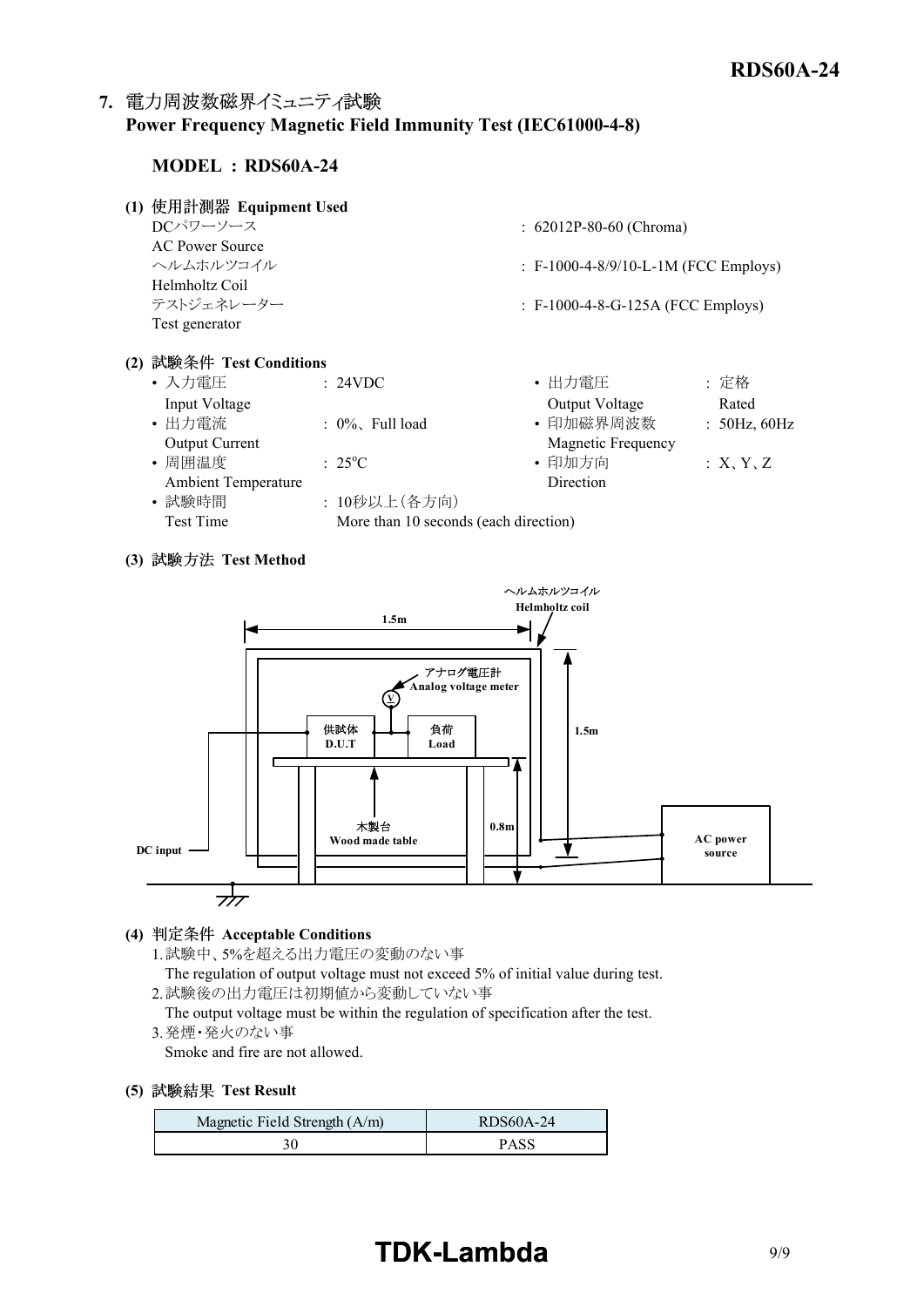## 7. 電力周波数磁界イミュニティ試験
## Power Frequency Magnetic Field Immunity Test (IEC61000-4-8)

### MODEL : RDS60A-24

**(1) 使用計測器 Equipment Used**

| | |
|---|---|
| DCパワーソース AC Power Source | : 62012P-80-60 (Chroma) |
| ヘルムホルツコイル Helmholtz Coil | : F-1000-4-8/9/10-L-1M (FCC Employs) |
| テストジェネレーター Test generator | : F-1000-4-8-G-125A (FCC Employs) |

**(2) 試験条件 Test Conditions**

- 入力電圧 Input Voltage : 24VDC
- 出力電流 Output Current : 0%、Full load
- 周囲温度 Ambient Temperature : 25°C
- 試験時間 Test Time : 10秒以上（各方向） More than 10 seconds (each direction)
- 出力電圧 Output Voltage : 定格 Rated
- 印加磁界周波数 Magnetic Frequency : 50Hz, 60Hz
- 印加方向 Direction : X、Y、Z

**(3) 試験方法 Test Method**

ヘルムホルツコイル
Helmholtz coil
1.5m
1.5m
アナログ電圧計
Analog voltage meter
V
供試体
D.U.T
負荷
Load
木製台
Wood made table
0.8m
DC input
AC power source

**(4) 判定条件 Acceptable Conditions**

1. 試験中、5%を超える出力電圧の変動のない事
   The regulation of output voltage must not exceed 5% of initial value during test.
2. 試験後の出力電圧は初期値から変動していない事
   The output voltage must be within the regulation of specification after the test.
3. 発煙・発火のない事
   Smoke and fire are not allowed.

**(5) 試験結果 Test Result**

| Magnetic Field Strength (A/m) | RDS60A-24 |
|---|---|
| 30 | PASS |